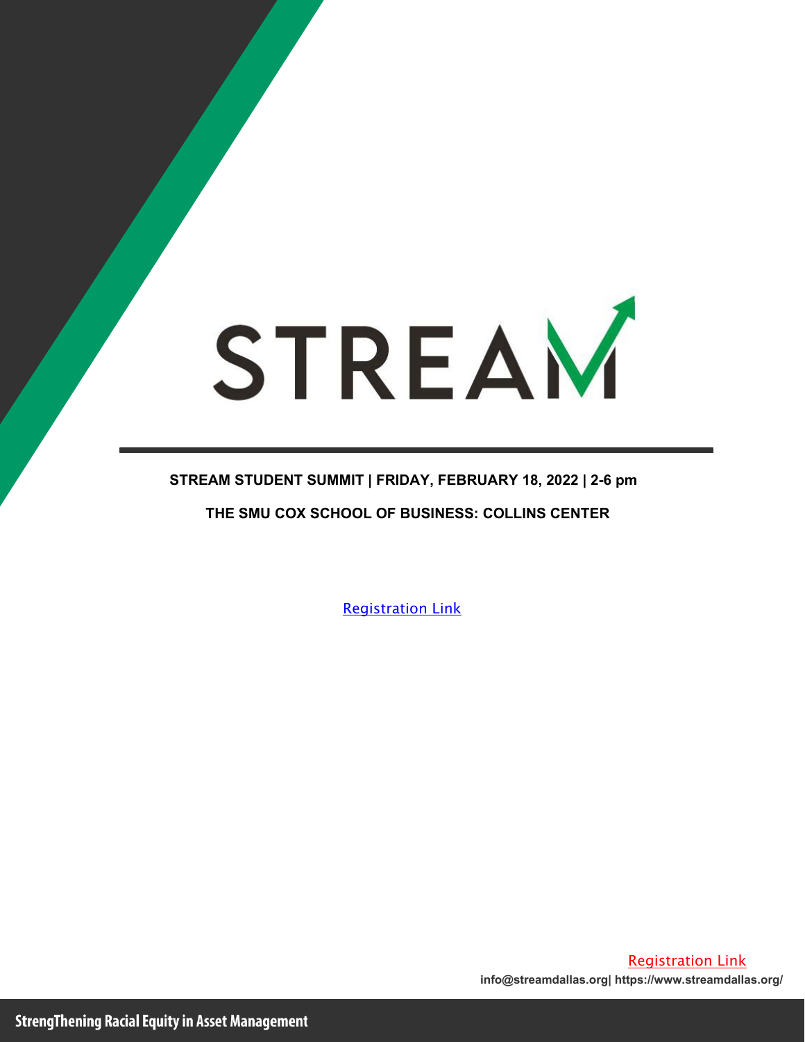# STREAM

**STREAM STUDENT SUMMIT | FRIDAY, FEBRUARY 18, 2022 | 2-6 pm**

**THE SMU COX SCHOOL OF BUSINESS: COLLINS CENTER**

Registration Link

Registration Link

**info@streamdallas.org| https://www.streamdallas.org/**

**StrengThening Racial Equity in Asset Management**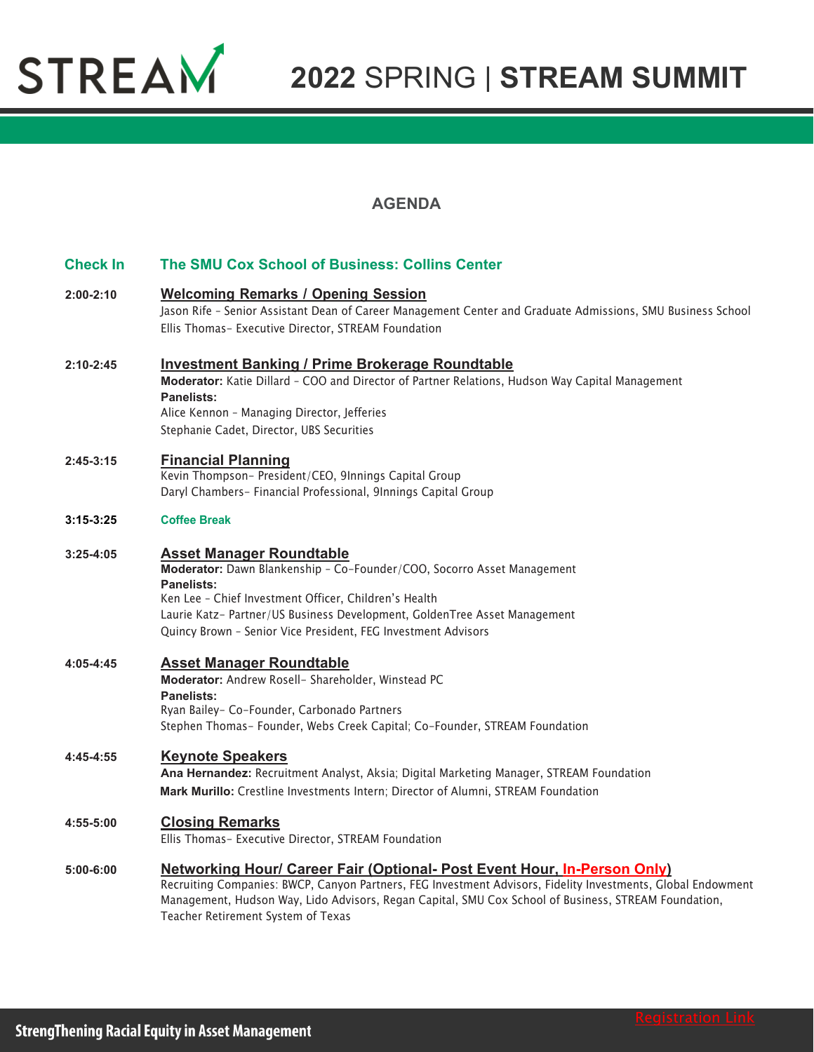# STREAM 2022 SPRING | STREAM SUMMIT

## AGENDA

**Check In** — **The SMU Cox School of Business: Collins Center**

**2:00-2:10** — **Welcoming Remarks / Opening Session**
Jason Rife - Senior Assistant Dean of Career Management Center and Graduate Admissions, SMU Business School
Ellis Thomas- Executive Director, STREAM Foundation

**2:10-2:45** — **Investment Banking / Prime Brokerage Roundtable**
**Moderator:** Katie Dillard - COO and Director of Partner Relations, Hudson Way Capital Management
**Panelists:**
Alice Kennon - Managing Director, Jefferies
Stephanie Cadet, Director, UBS Securities

**2:45-3:15** — **Financial Planning**
Kevin Thompson- President/CEO, 9Innings Capital Group
Daryl Chambers- Financial Professional, 9Innings Capital Group

**3:15-3:25** — **Coffee Break**

**3:25-4:05** — **Asset Manager Roundtable**
**Moderator:** Dawn Blankenship - Co-Founder/COO, Socorro Asset Management
**Panelists:**
Ken Lee - Chief Investment Officer, Children's Health
Laurie Katz- Partner/US Business Development, GoldenTree Asset Management
Quincy Brown - Senior Vice President, FEG Investment Advisors

**4:05-4:45** — **Asset Manager Roundtable**
**Moderator:** Andrew Rosell- Shareholder, Winstead PC
**Panelists:**
Ryan Bailey- Co-Founder, Carbonado Partners
Stephen Thomas- Founder, Webs Creek Capital; Co-Founder, STREAM Foundation

**4:45-4:55** — **Keynote Speakers**
**Ana Hernandez:** Recruitment Analyst, Aksia; Digital Marketing Manager, STREAM Foundation
**Mark Murillo:** Crestline Investments Intern; Director of Alumni, STREAM Foundation

**4:55-5:00** — **Closing Remarks**
Ellis Thomas- Executive Director, STREAM Foundation

**5:00-6:00** — **Networking Hour/ Career Fair (Optional- Post Event Hour, In-Person Only)**
Recruiting Companies: BWCP, Canyon Partners, FEG Investment Advisors, Fidelity Investments, Global Endowment Management, Hudson Way, Lido Advisors, Regan Capital, SMU Cox School of Business, STREAM Foundation, Teacher Retirement System of Texas

StrengThening Racial Equity in Asset Management

Registration Link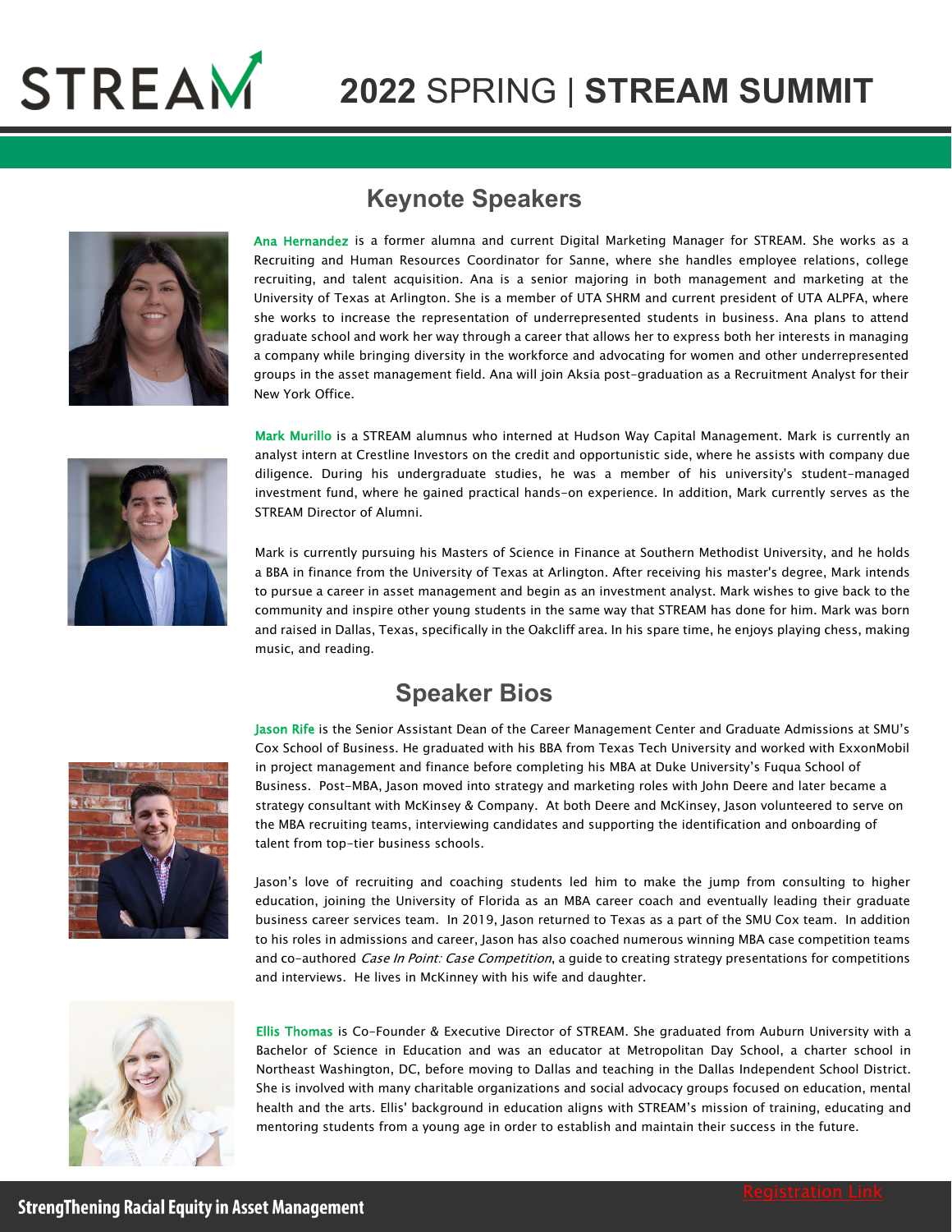# 2022 SPRING | STREAM SUMMIT

## Keynote Speakers

Ana Hernandez is a former alumna and current Digital Marketing Manager for STREAM. She works as a Recruiting and Human Resources Coordinator for Sanne, where she handles employee relations, college recruiting, and talent acquisition. Ana is a senior majoring in both management and marketing at the University of Texas at Arlington. She is a member of UTA SHRM and current president of UTA ALPFA, where she works to increase the representation of underrepresented students in business. Ana plans to attend graduate school and work her way through a career that allows her to express both her interests in managing a company while bringing diversity in the workforce and advocating for women and other underrepresented groups in the asset management field. Ana will join Aksia post-graduation as a Recruitment Analyst for their New York Office.

Mark Murillo is a STREAM alumnus who interned at Hudson Way Capital Management. Mark is currently an analyst intern at Crestline Investors on the credit and opportunistic side, where he assists with company due diligence. During his undergraduate studies, he was a member of his university's student-managed investment fund, where he gained practical hands-on experience. In addition, Mark currently serves as the STREAM Director of Alumni.

Mark is currently pursuing his Masters of Science in Finance at Southern Methodist University, and he holds a BBA in finance from the University of Texas at Arlington. After receiving his master's degree, Mark intends to pursue a career in asset management and begin as an investment analyst. Mark wishes to give back to the community and inspire other young students in the same way that STREAM has done for him. Mark was born and raised in Dallas, Texas, specifically in the Oakcliff area. In his spare time, he enjoys playing chess, making music, and reading.

## Speaker Bios

Jason Rife is the Senior Assistant Dean of the Career Management Center and Graduate Admissions at SMU's Cox School of Business. He graduated with his BBA from Texas Tech University and worked with ExxonMobil in project management and finance before completing his MBA at Duke University's Fuqua School of Business. Post-MBA, Jason moved into strategy and marketing roles with John Deere and later became a strategy consultant with McKinsey & Company. At both Deere and McKinsey, Jason volunteered to serve on the MBA recruiting teams, interviewing candidates and supporting the identification and onboarding of talent from top-tier business schools.

Jason's love of recruiting and coaching students led him to make the jump from consulting to higher education, joining the University of Florida as an MBA career coach and eventually leading their graduate business career services team. In 2019, Jason returned to Texas as a part of the SMU Cox team. In addition to his roles in admissions and career, Jason has also coached numerous winning MBA case competition teams and co-authored *Case In Point: Case Competition*, a guide to creating strategy presentations for competitions and interviews. He lives in McKinney with his wife and daughter.

Ellis Thomas is Co-Founder & Executive Director of STREAM. She graduated from Auburn University with a Bachelor of Science in Education and was an educator at Metropolitan Day School, a charter school in Northeast Washington, DC, before moving to Dallas and teaching in the Dallas Independent School District. She is involved with many charitable organizations and social advocacy groups focused on education, mental health and the arts. Ellis' background in education aligns with STREAM's mission of training, educating and mentoring students from a young age in order to establish and maintain their success in the future.

Registration Link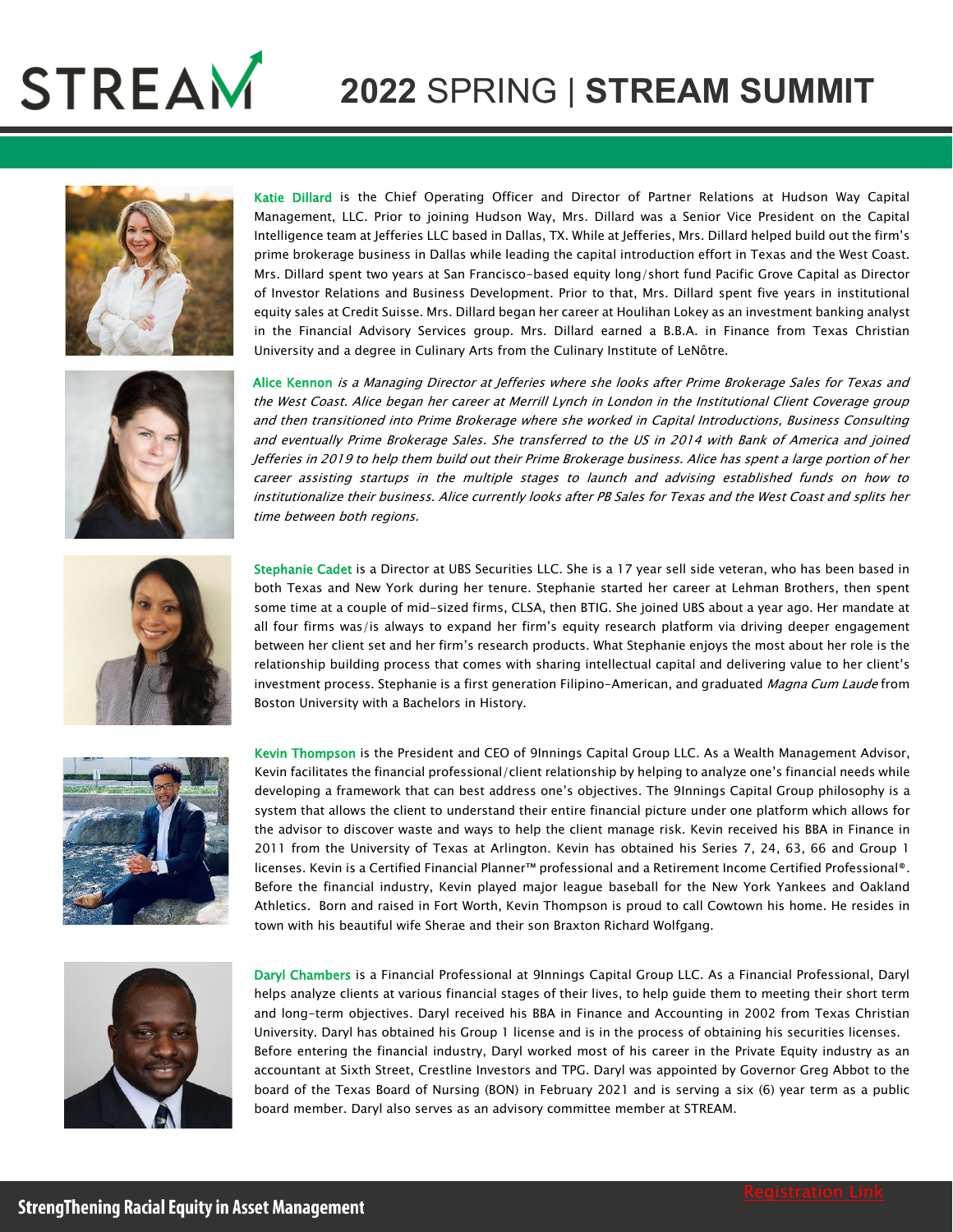# 2022 SPRING | STREAM SUMMIT

**Katie Dillard** is the Chief Operating Officer and Director of Partner Relations at Hudson Way Capital Management, LLC. Prior to joining Hudson Way, Mrs. Dillard was a Senior Vice President on the Capital Intelligence team at Jefferies LLC based in Dallas, TX. While at Jefferies, Mrs. Dillard helped build out the firm's prime brokerage business in Dallas while leading the capital introduction effort in Texas and the West Coast. Mrs. Dillard spent two years at San Francisco-based equity long/short fund Pacific Grove Capital as Director of Investor Relations and Business Development. Prior to that, Mrs. Dillard spent five years in institutional equity sales at Credit Suisse. Mrs. Dillard began her career at Houlihan Lokey as an investment banking analyst in the Financial Advisory Services group. Mrs. Dillard earned a B.B.A. in Finance from Texas Christian University and a degree in Culinary Arts from the Culinary Institute of LeNôtre.

**Alice Kennon** *is a Managing Director at Jefferies where she looks after Prime Brokerage Sales for Texas and the West Coast. Alice began her career at Merrill Lynch in London in the Institutional Client Coverage group and then transitioned into Prime Brokerage where she worked in Capital Introductions, Business Consulting and eventually Prime Brokerage Sales. She transferred to the US in 2014 with Bank of America and joined Jefferies in 2019 to help them build out their Prime Brokerage business. Alice has spent a large portion of her career assisting startups in the multiple stages to launch and advising established funds on how to institutionalize their business. Alice currently looks after PB Sales for Texas and the West Coast and splits her time between both regions.*

**Stephanie Cadet** is a Director at UBS Securities LLC. She is a 17 year sell side veteran, who has been based in both Texas and New York during her tenure. Stephanie started her career at Lehman Brothers, then spent some time at a couple of mid-sized firms, CLSA, then BTIG. She joined UBS about a year ago. Her mandate at all four firms was/is always to expand her firm's equity research platform via driving deeper engagement between her client set and her firm's research products. What Stephanie enjoys the most about her role is the relationship building process that comes with sharing intellectual capital and delivering value to her client's investment process. Stephanie is a first generation Filipino-American, and graduated *Magna Cum Laude* from Boston University with a Bachelors in History.

**Kevin Thompson** is the President and CEO of 9Innings Capital Group LLC. As a Wealth Management Advisor, Kevin facilitates the financial professional/client relationship by helping to analyze one's financial needs while developing a framework that can best address one's objectives. The 9Innings Capital Group philosophy is a system that allows the client to understand their entire financial picture under one platform which allows for the advisor to discover waste and ways to help the client manage risk. Kevin received his BBA in Finance in 2011 from the University of Texas at Arlington. Kevin has obtained his Series 7, 24, 63, 66 and Group 1 licenses. Kevin is a Certified Financial Planner™ professional and a Retirement Income Certified Professional®. Before the financial industry, Kevin played major league baseball for the New York Yankees and Oakland Athletics. Born and raised in Fort Worth, Kevin Thompson is proud to call Cowtown his home. He resides in town with his beautiful wife Sherae and their son Braxton Richard Wolfgang.

**Daryl Chambers** is a Financial Professional at 9Innings Capital Group LLC. As a Financial Professional, Daryl helps analyze clients at various financial stages of their lives, to help guide them to meeting their short term and long-term objectives. Daryl received his BBA in Finance and Accounting in 2002 from Texas Christian University. Daryl has obtained his Group 1 license and is in the process of obtaining his securities licenses.
Before entering the financial industry, Daryl worked most of his career in the Private Equity industry as an accountant at Sixth Street, Crestline Investors and TPG. Daryl was appointed by Governor Greg Abbot to the board of the Texas Board of Nursing (BON) in February 2021 and is serving a six (6) year term as a public board member. Daryl also serves as an advisory committee member at STREAM.

Registration Link

StrengThening Racial Equity in Asset Management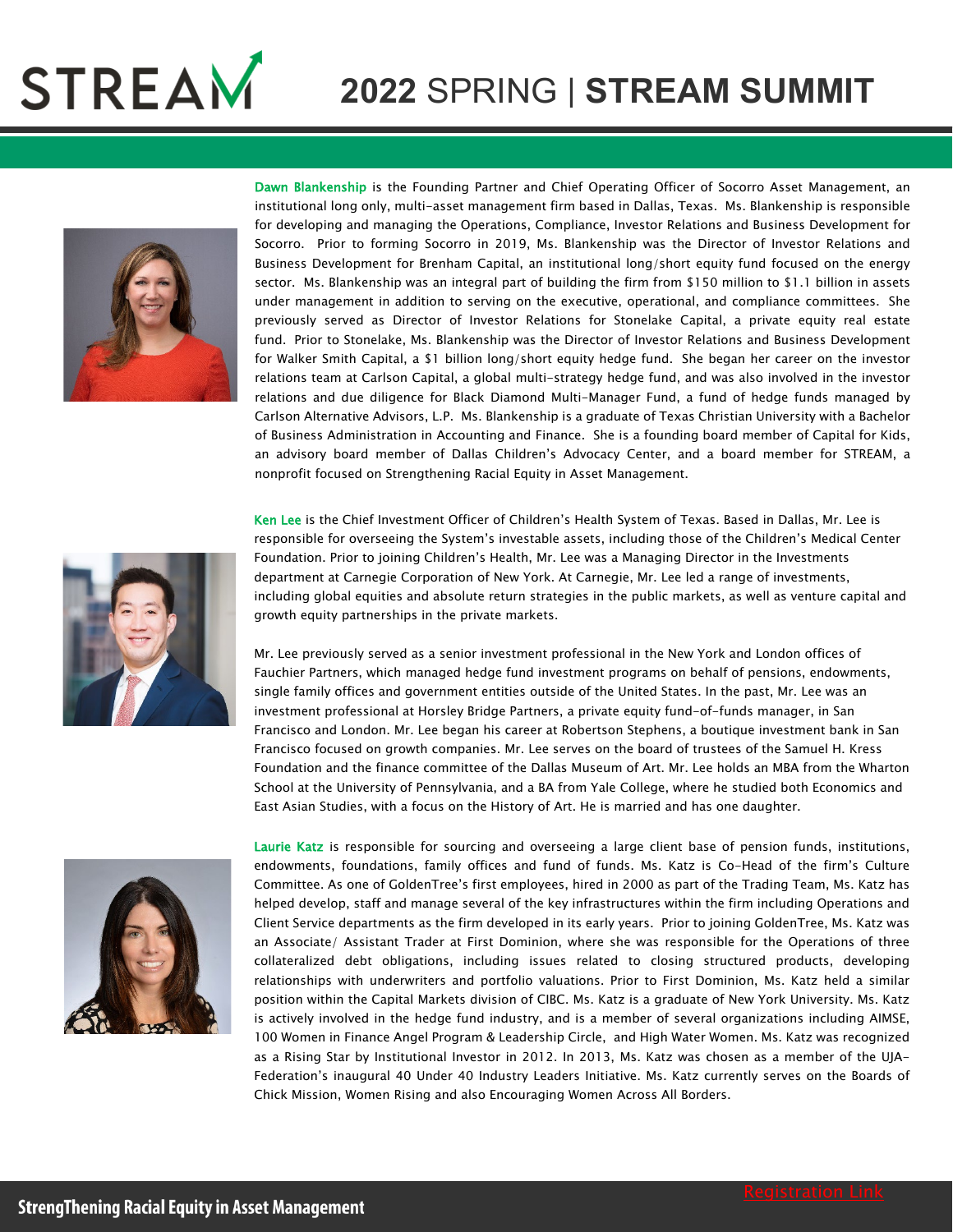**Dawn Blankenship** is the Founding Partner and Chief Operating Officer of Socorro Asset Management, an institutional long only, multi-asset management firm based in Dallas, Texas. Ms. Blankenship is responsible for developing and managing the Operations, Compliance, Investor Relations and Business Development for Socorro. Prior to forming Socorro in 2019, Ms. Blankenship was the Director of Investor Relations and Business Development for Brenham Capital, an institutional long/short equity fund focused on the energy sector. Ms. Blankenship was an integral part of building the firm from $150 million to $1.1 billion in assets under management in addition to serving on the executive, operational, and compliance committees. She previously served as Director of Investor Relations for Stonelake Capital, a private equity real estate fund. Prior to Stonelake, Ms. Blankenship was the Director of Investor Relations and Business Development for Walker Smith Capital, a $1 billion long/short equity hedge fund. She began her career on the investor relations team at Carlson Capital, a global multi-strategy hedge fund, and was also involved in the investor relations and due diligence for Black Diamond Multi-Manager Fund, a fund of hedge funds managed by Carlson Alternative Advisors, L.P. Ms. Blankenship is a graduate of Texas Christian University with a Bachelor of Business Administration in Accounting and Finance. She is a founding board member of Capital for Kids, an advisory board member of Dallas Children's Advocacy Center, and a board member for STREAM, a nonprofit focused on Strengthening Racial Equity in Asset Management.

**Ken Lee** is the Chief Investment Officer of Children's Health System of Texas. Based in Dallas, Mr. Lee is responsible for overseeing the System's investable assets, including those of the Children's Medical Center Foundation. Prior to joining Children's Health, Mr. Lee was a Managing Director in the Investments department at Carnegie Corporation of New York. At Carnegie, Mr. Lee led a range of investments, including global equities and absolute return strategies in the public markets, as well as venture capital and growth equity partnerships in the private markets.

Mr. Lee previously served as a senior investment professional in the New York and London offices of Fauchier Partners, which managed hedge fund investment programs on behalf of pensions, endowments, single family offices and government entities outside of the United States. In the past, Mr. Lee was an investment professional at Horsley Bridge Partners, a private equity fund-of-funds manager, in San Francisco and London. Mr. Lee began his career at Robertson Stephens, a boutique investment bank in San Francisco focused on growth companies. Mr. Lee serves on the board of trustees of the Samuel H. Kress Foundation and the finance committee of the Dallas Museum of Art. Mr. Lee holds an MBA from the Wharton School at the University of Pennsylvania, and a BA from Yale College, where he studied both Economics and East Asian Studies, with a focus on the History of Art. He is married and has one daughter.

**Laurie Katz** is responsible for sourcing and overseeing a large client base of pension funds, institutions, endowments, foundations, family offices and fund of funds. Ms. Katz is Co-Head of the firm's Culture Committee. As one of GoldenTree's first employees, hired in 2000 as part of the Trading Team, Ms. Katz has helped develop, staff and manage several of the key infrastructures within the firm including Operations and Client Service departments as the firm developed in its early years. Prior to joining GoldenTree, Ms. Katz was an Associate/ Assistant Trader at First Dominion, where she was responsible for the Operations of three collateralized debt obligations, including issues related to closing structured products, developing relationships with underwriters and portfolio valuations. Prior to First Dominion, Ms. Katz held a similar position within the Capital Markets division of CIBC. Ms. Katz is a graduate of New York University. Ms. Katz is actively involved in the hedge fund industry, and is a member of several organizations including AIMSE, 100 Women in Finance Angel Program & Leadership Circle, and High Water Women. Ms. Katz was recognized as a Rising Star by Institutional Investor in 2012. In 2013, Ms. Katz was chosen as a member of the UJA-Federation's inaugural 40 Under 40 Industry Leaders Initiative. Ms. Katz currently serves on the Boards of Chick Mission, Women Rising and also Encouraging Women Across All Borders.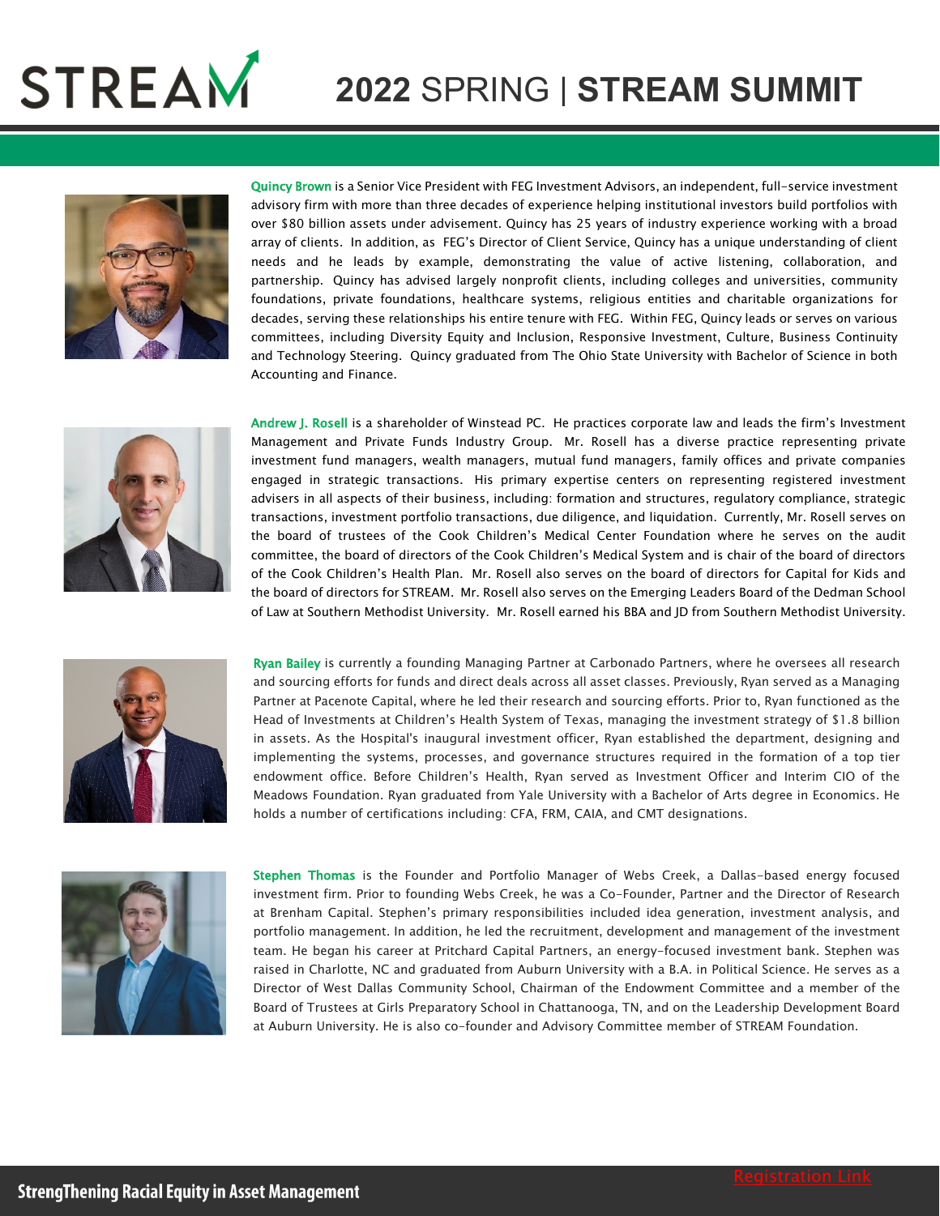**Quincy Brown** is a Senior Vice President with FEG Investment Advisors, an independent, full-service investment advisory firm with more than three decades of experience helping institutional investors build portfolios with over $80 billion assets under advisement. Quincy has 25 years of industry experience working with a broad array of clients. In addition, as FEG's Director of Client Service, Quincy has a unique understanding of client needs and he leads by example, demonstrating the value of active listening, collaboration, and partnership. Quincy has advised largely nonprofit clients, including colleges and universities, community foundations, private foundations, healthcare systems, religious entities and charitable organizations for decades, serving these relationships his entire tenure with FEG. Within FEG, Quincy leads or serves on various committees, including Diversity Equity and Inclusion, Responsive Investment, Culture, Business Continuity and Technology Steering. Quincy graduated from The Ohio State University with Bachelor of Science in both Accounting and Finance.

**Andrew J. Rosell** is a shareholder of Winstead PC. He practices corporate law and leads the firm's Investment Management and Private Funds Industry Group. Mr. Rosell has a diverse practice representing private investment fund managers, wealth managers, mutual fund managers, family offices and private companies engaged in strategic transactions. His primary expertise centers on representing registered investment advisers in all aspects of their business, including: formation and structures, regulatory compliance, strategic transactions, investment portfolio transactions, due diligence, and liquidation. Currently, Mr. Rosell serves on the board of trustees of the Cook Children's Medical Center Foundation where he serves on the audit committee, the board of directors of the Cook Children's Medical System and is chair of the board of directors of the Cook Children's Health Plan. Mr. Rosell also serves on the board of directors for Capital for Kids and the board of directors for STREAM. Mr. Rosell also serves on the Emerging Leaders Board of the Dedman School of Law at Southern Methodist University. Mr. Rosell earned his BBA and JD from Southern Methodist University.

**Ryan Bailey** is currently a founding Managing Partner at Carbonado Partners, where he oversees all research and sourcing efforts for funds and direct deals across all asset classes. Previously, Ryan served as a Managing Partner at Pacenote Capital, where he led their research and sourcing efforts. Prior to, Ryan functioned as the Head of Investments at Children's Health System of Texas, managing the investment strategy of $1.8 billion in assets. As the Hospital's inaugural investment officer, Ryan established the department, designing and implementing the systems, processes, and governance structures required in the formation of a top tier endowment office. Before Children's Health, Ryan served as Investment Officer and Interim CIO of the Meadows Foundation. Ryan graduated from Yale University with a Bachelor of Arts degree in Economics. He holds a number of certifications including: CFA, FRM, CAIA, and CMT designations.

**Stephen Thomas** is the Founder and Portfolio Manager of Webs Creek, a Dallas-based energy focused investment firm. Prior to founding Webs Creek, he was a Co-Founder, Partner and the Director of Research at Brenham Capital. Stephen's primary responsibilities included idea generation, investment analysis, and portfolio management. In addition, he led the recruitment, development and management of the investment team. He began his career at Pritchard Capital Partners, an energy-focused investment bank. Stephen was raised in Charlotte, NC and graduated from Auburn University with a B.A. in Political Science. He serves as a Director of West Dallas Community School, Chairman of the Endowment Committee and a member of the Board of Trustees at Girls Preparatory School in Chattanooga, TN, and on the Leadership Development Board at Auburn University. He is also co-founder and Advisory Committee member of STREAM Foundation.

Registration Link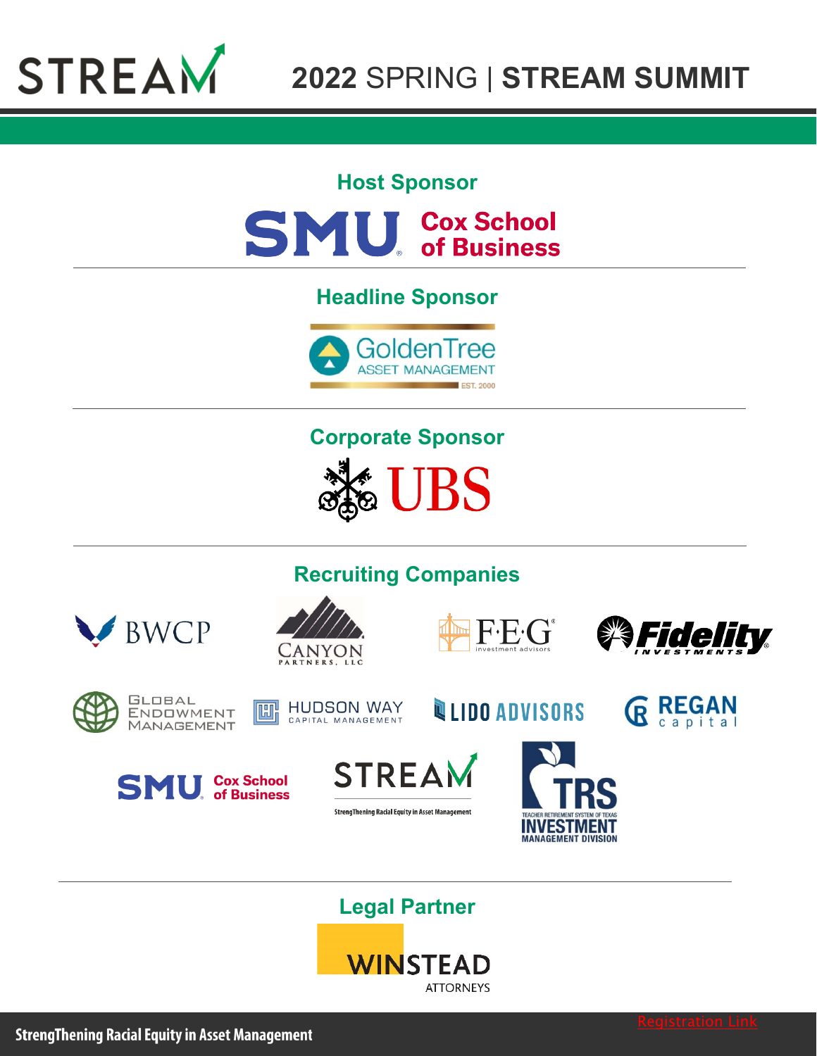# 2022 SPRING | STREAM SUMMIT

## Host Sponsor

SMU Cox School of Business

## Headline Sponsor

GoldenTree ASSET MANAGEMENT EST. 2000

## Corporate Sponsor

UBS

## Recruiting Companies

BWCP

CANYON PARTNERS, LLC

F·E·G investment advisors

Fidelity INVESTMENTS

GLOBAL ENDOWMENT MANAGEMENT

HUDSON WAY CAPITAL MANAGEMENT

LIDO ADVISORS

REGAN capital

SMU Cox School of Business

STREAM StrengThening Racial Equity in Asset Management

TRS TEACHER RETIREMENT SYSTEM OF TEXAS INVESTMENT MANAGEMENT DIVISION

## Legal Partner

WINSTEAD ATTORNEYS

Registration Link

StrengThening Racial Equity in Asset Management